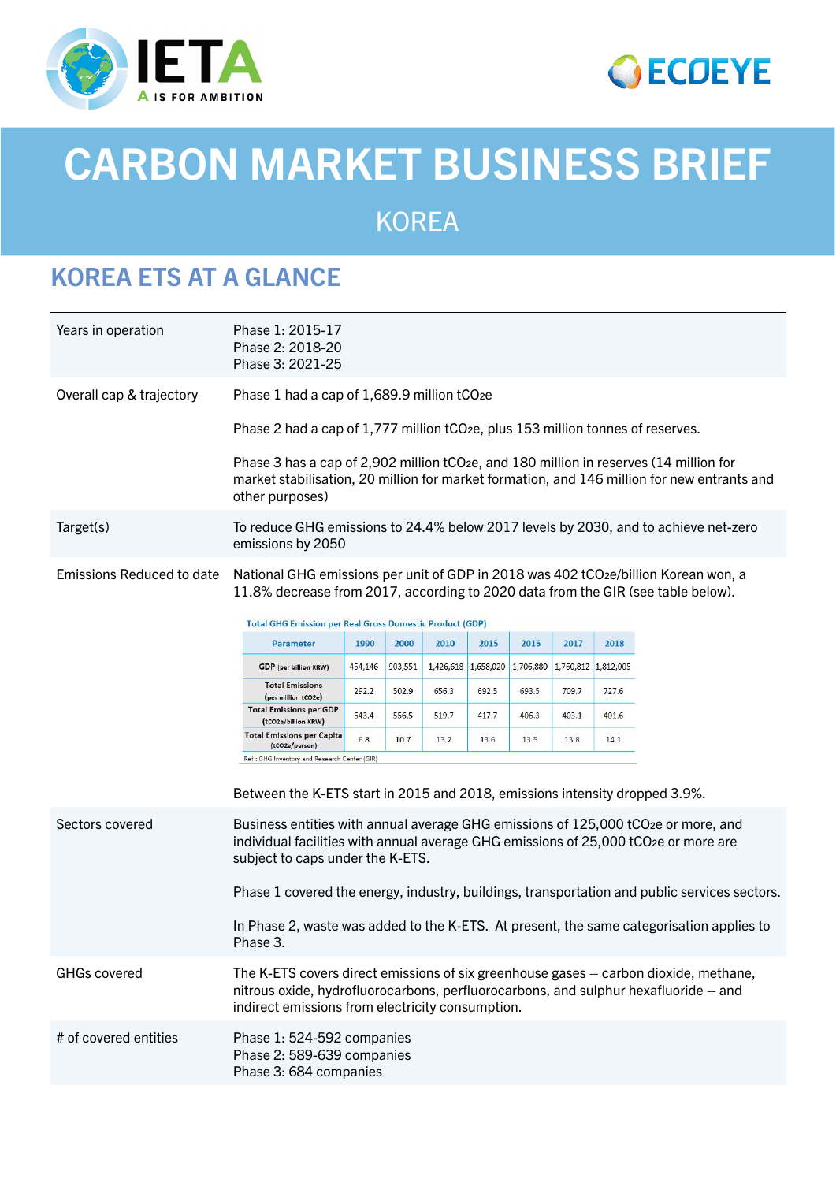# CARBON MARKET BUSINESS BRIEF

## KOREA

## KOREA ETS AT A GLANCE

| | |
|---|---|
| Years in operation | Phase 1: 2015-17<br>Phase 2: 2018-20<br>Phase 3: 2021-25 |
| Overall cap & trajectory | Phase 1 had a cap of 1,689.9 million $tCO_2e$<br><br>Phase 2 had a cap of 1,777 million $tCO_2e$, plus 153 million tonnes of reserves.<br><br>Phase 3 has a cap of 2,902 million $tCO_2e$, and 180 million in reserves (14 million for market stabilisation, 20 million for market formation, and 146 million for new entrants and other purposes) |
| Target(s) | To reduce GHG emissions to 24.4% below 2017 levels by 2030, and to achieve net-zero emissions by 2050 |
| Emissions Reduced to date | National GHG emissions per unit of GDP in 2018 was 402 $tCO_2e$/billion Korean won, a 11.8% decrease from 2017, according to 2020 data from the GIR (see table below).<br><br>Between the K-ETS start in 2015 and 2018, emissions intensity dropped 3.9%. |

**Total GHG Emission per Real Gross Domestic Product (GDP)**

| Parameter | 1990 | 2000 | 2010 | 2015 | 2016 | 2017 | 2018 |
|---|---|---|---|---|---|---|---|
| GDP (per billion KRW) | 454,146 | 903,551 | 1,426,618 | 1,658,020 | 1,706,880 | 1,760,812 | 1,812,005 |
| Total Emissions (per million $tCO_2e$) | 292.2 | 502.9 | 656.3 | 692.5 | 693.5 | 709.7 | 727.6 |
| Total Emissions per GDP ($tCO_2e$/billion KRW) | 643.4 | 556.5 | 519.7 | 417.7 | 406.3 | 403.1 | 401.6 |
| Total Emissions per Capita ($tCO_2e$/person) | 6.8 | 10.7 | 13.2 | 13.6 | 13.5 | 13.8 | 14.1 |

Ref : GHG Inventory and Research Center (GIR)

| | |
|---|---|
| Sectors covered | Business entities with annual average GHG emissions of 125,000 $tCO_2e$ or more, and individual facilities with annual average GHG emissions of 25,000 $tCO_2e$ or more are subject to caps under the K-ETS.<br><br>Phase 1 covered the energy, industry, buildings, transportation and public services sectors.<br><br>In Phase 2, waste was added to the K-ETS. At present, the same categorisation applies to Phase 3. |
| GHGs covered | The K-ETS covers direct emissions of six greenhouse gases – carbon dioxide, methane, nitrous oxide, hydrofluorocarbons, perfluorocarbons, and sulphur hexafluoride – and indirect emissions from electricity consumption. |
| # of covered entities | Phase 1: 524-592 companies<br>Phase 2: 589-639 companies<br>Phase 3: 684 companies |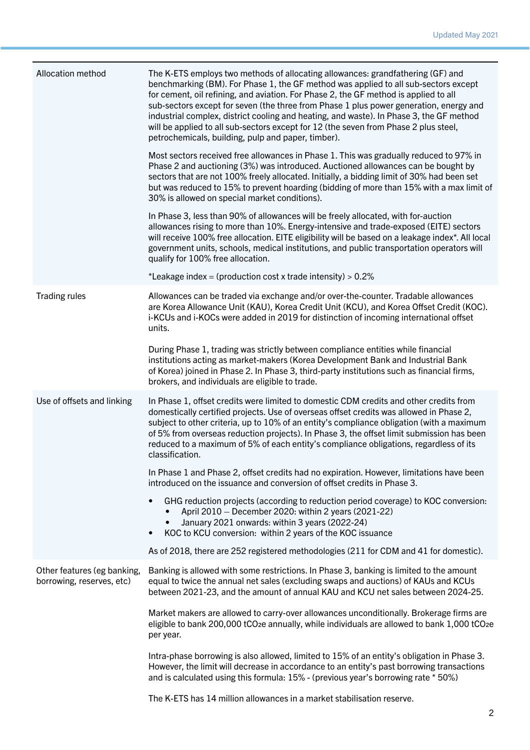| | |
|---|---|
| Allocation method | The K-ETS employs two methods of allocating allowances: grandfathering (GF) and benchmarking (BM). For Phase 1, the GF method was applied to all sub-sectors except for cement, oil refining, and aviation. For Phase 2, the GF method is applied to all sub-sectors except for seven (the three from Phase 1 plus power generation, energy and industrial complex, district cooling and heating, and waste). In Phase 3, the GF method will be applied to all sub-sectors except for 12 (the seven from Phase 2 plus steel, petrochemicals, building, pulp and paper, timber).<br><br>Most sectors received free allowances in Phase 1. This was gradually reduced to 97% in Phase 2 and auctioning (3%) was introduced. Auctioned allowances can be bought by sectors that are not 100% freely allocated. Initially, a bidding limit of 30% had been set but was reduced to 15% to prevent hoarding (bidding of more than 15% with a max limit of 30% is allowed on special market conditions).<br><br>In Phase 3, less than 90% of allowances will be freely allocated, with for-auction allowances rising to more than 10%. Energy-intensive and trade-exposed (EITE) sectors will receive 100% free allocation. EITE eligibility will be based on a leakage index*. All local government units, schools, medical institutions, and public transportation operators will qualify for 100% free allocation.<br><br>*Leakage index = (production cost x trade intensity) > 0.2% |
| Trading rules | Allowances can be traded via exchange and/or over-the-counter. Tradable allowances are Korea Allowance Unit (KAU), Korea Credit Unit (KCU), and Korea Offset Credit (KOC). i-KCUs and i-KOCs were added in 2019 for distinction of incoming international offset units.<br><br>During Phase 1, trading was strictly between compliance entities while financial institutions acting as market-makers (Korea Development Bank and Industrial Bank of Korea) joined in Phase 2. In Phase 3, third-party institutions such as financial firms, brokers, and individuals are eligible to trade. |
| Use of offsets and linking | In Phase 1, offset credits were limited to domestic CDM credits and other credits from domestically certified projects. Use of overseas offset credits was allowed in Phase 2, subject to other criteria, up to 10% of an entity's compliance obligation (with a maximum of 5% from overseas reduction projects). In Phase 3, the offset limit submission has been reduced to a maximum of 5% of each entity's compliance obligations, regardless of its classification.<br><br>In Phase 1 and Phase 2, offset credits had no expiration. However, limitations have been introduced on the issuance and conversion of offset credits in Phase 3.<br><br>• GHG reduction projects (according to reduction period coverage) to KOC conversion:<br>&nbsp;&nbsp;&nbsp;&nbsp;• April 2010 – December 2020: within 2 years (2021-22)<br>&nbsp;&nbsp;&nbsp;&nbsp;• January 2021 onwards: within 3 years (2022-24)<br>• KOC to KCU conversion: within 2 years of the KOC issuance<br><br>As of 2018, there are 252 registered methodologies (211 for CDM and 41 for domestic). |
| Other features (eg banking, borrowing, reserves, etc) | Banking is allowed with some restrictions. In Phase 3, banking is limited to the amount equal to twice the annual net sales (excluding swaps and auctions) of KAUs and KCUs between 2021-23, and the amount of annual KAU and KCU net sales between 2024-25.<br><br>Market makers are allowed to carry-over allowances unconditionally. Brokerage firms are eligible to bank 200,000 $tCO_{2}e$ annually, while individuals are allowed to bank 1,000 $tCO_{2}e$ per year.<br><br>Intra-phase borrowing is also allowed, limited to 15% of an entity's obligation in Phase 3. However, the limit will decrease in accordance to an entity's past borrowing transactions and is calculated using this formula: 15% - (previous year's borrowing rate * 50%)<br><br>The K-ETS has 14 million allowances in a market stabilisation reserve. |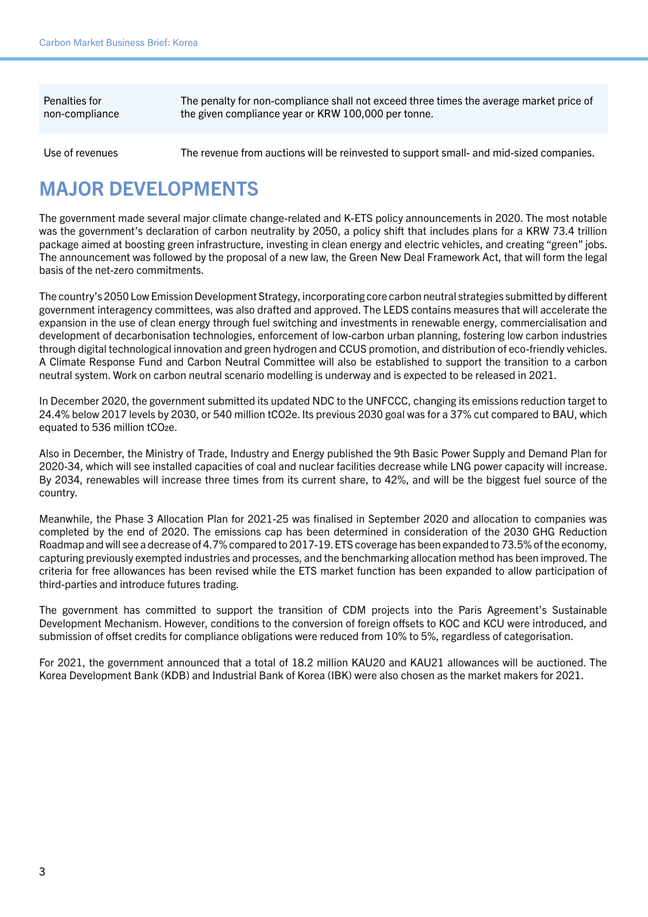| | |
|---|---|
| Penalties for non-compliance | The penalty for non-compliance shall not exceed three times the average market price of the given compliance year or KRW 100,000 per tonne. |
| Use of revenues | The revenue from auctions will be reinvested to support small- and mid-sized companies. |

## MAJOR DEVELOPMENTS

The government made several major climate change-related and K-ETS policy announcements in 2020. The most notable was the government's declaration of carbon neutrality by 2050, a policy shift that includes plans for a KRW 73.4 trillion package aimed at boosting green infrastructure, investing in clean energy and electric vehicles, and creating "green" jobs. The announcement was followed by the proposal of a new law, the Green New Deal Framework Act, that will form the legal basis of the net-zero commitments.

The country's 2050 Low Emission Development Strategy, incorporating core carbon neutral strategies submitted by different government interagency committees, was also drafted and approved. The LEDS contains measures that will accelerate the expansion in the use of clean energy through fuel switching and investments in renewable energy, commercialisation and development of decarbonisation technologies, enforcement of low-carbon urban planning, fostering low carbon industries through digital technological innovation and green hydrogen and CCUS promotion, and distribution of eco-friendly vehicles. A Climate Response Fund and Carbon Neutral Committee will also be established to support the transition to a carbon neutral system. Work on carbon neutral scenario modelling is underway and is expected to be released in 2021.

In December 2020, the government submitted its updated NDC to the UNFCCC, changing its emissions reduction target to 24.4% below 2017 levels by 2030, or 540 million $tCO_2e$. Its previous 2030 goal was for a 37% cut compared to BAU, which equated to 536 million $tCO_2e$.

Also in December, the Ministry of Trade, Industry and Energy published the 9th Basic Power Supply and Demand Plan for 2020-34, which will see installed capacities of coal and nuclear facilities decrease while LNG power capacity will increase. By 2034, renewables will increase three times from its current share, to 42%, and will be the biggest fuel source of the country.

Meanwhile, the Phase 3 Allocation Plan for 2021-25 was finalised in September 2020 and allocation to companies was completed by the end of 2020. The emissions cap has been determined in consideration of the 2030 GHG Reduction Roadmap and will see a decrease of 4.7% compared to 2017-19. ETS coverage has been expanded to 73.5% of the economy, capturing previously exempted industries and processes, and the benchmarking allocation method has been improved. The criteria for free allowances has been revised while the ETS market function has been expanded to allow participation of third-parties and introduce futures trading.

The government has committed to support the transition of CDM projects into the Paris Agreement's Sustainable Development Mechanism. However, conditions to the conversion of foreign offsets to KOC and KCU were introduced, and submission of offset credits for compliance obligations were reduced from 10% to 5%, regardless of categorisation.

For 2021, the government announced that a total of 18.2 million KAU20 and KAU21 allowances will be auctioned. The Korea Development Bank (KDB) and Industrial Bank of Korea (IBK) were also chosen as the market makers for 2021.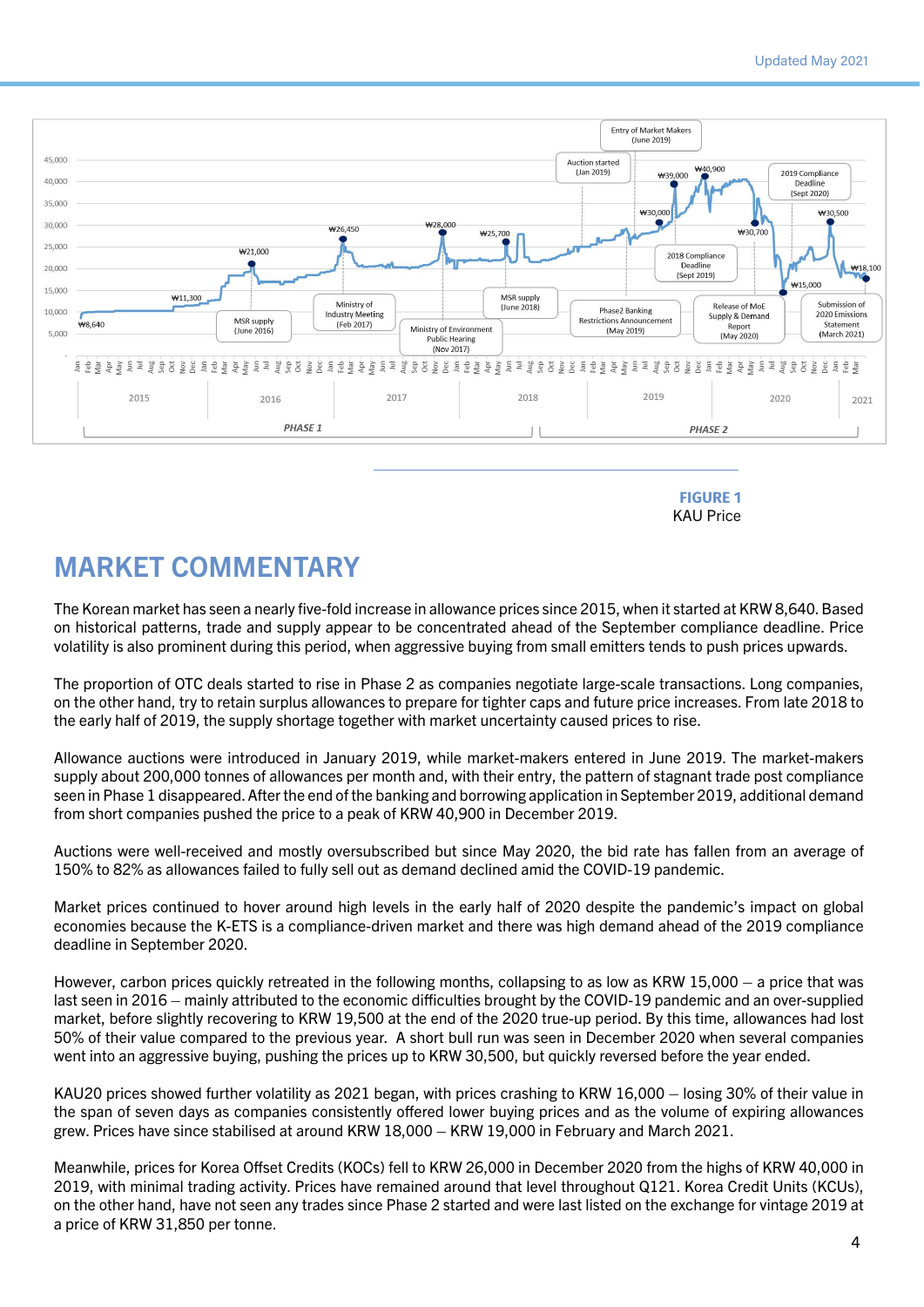Updated May 2021

Entry of Market Makers (June 2019)

Auction started (Jan 2019)

2019 Compliance Deadline (Sept 2020)

45,000
40,000
35,000
30,000
25,000
20,000
15,000
10,000
5,000

₩8,640
₩11,300
₩21,000
₩26,450
₩28,000
₩25,700
₩30,000
₩39,000
₩40,900
₩30,700
₩30,500
₩18,100
₩15,000

MSR supply (June 2016)

Ministry of Industry Meeting (Feb 2017)

Ministry of Environment Public Hearing (Nov 2017)

MSR supply (June 2018)

Phase2 Banking Restrictions Announcement (May 2019)

2018 Compliance Deadline (Sept 2019)

Release of MoE Supply & Demand Report (May 2020)

Submission of 2020 Emissions Statement (March 2021)

2015
2016
2017
2018
2019
2020
2021

PHASE 1
PHASE 2

**FIGURE 1**
KAU Price

# MARKET COMMENTARY

The Korean market has seen a nearly five-fold increase in allowance prices since 2015, when it started at KRW 8,640. Based on historical patterns, trade and supply appear to be concentrated ahead of the September compliance deadline. Price volatility is also prominent during this period, when aggressive buying from small emitters tends to push prices upwards.

The proportion of OTC deals started to rise in Phase 2 as companies negotiate large-scale transactions. Long companies, on the other hand, try to retain surplus allowances to prepare for tighter caps and future price increases. From late 2018 to the early half of 2019, the supply shortage together with market uncertainty caused prices to rise.

Allowance auctions were introduced in January 2019, while market-makers entered in June 2019. The market-makers supply about 200,000 tonnes of allowances per month and, with their entry, the pattern of stagnant trade post compliance seen in Phase 1 disappeared. After the end of the banking and borrowing application in September 2019, additional demand from short companies pushed the price to a peak of KRW 40,900 in December 2019.

Auctions were well-received and mostly oversubscribed but since May 2020, the bid rate has fallen from an average of 150% to 82% as allowances failed to fully sell out as demand declined amid the COVID-19 pandemic.

Market prices continued to hover around high levels in the early half of 2020 despite the pandemic's impact on global economies because the K-ETS is a compliance-driven market and there was high demand ahead of the 2019 compliance deadline in September 2020.

However, carbon prices quickly retreated in the following months, collapsing to as low as KRW 15,000 – a price that was last seen in 2016 – mainly attributed to the economic difficulties brought by the COVID-19 pandemic and an over-supplied market, before slightly recovering to KRW 19,500 at the end of the 2020 true-up period. By this time, allowances had lost 50% of their value compared to the previous year. A short bull run was seen in December 2020 when several companies went into an aggressive buying, pushing the prices up to KRW 30,500, but quickly reversed before the year ended.

KAU20 prices showed further volatility as 2021 began, with prices crashing to KRW 16,000 – losing 30% of their value in the span of seven days as companies consistently offered lower buying prices and as the volume of expiring allowances grew. Prices have since stabilised at around KRW 18,000 – KRW 19,000 in February and March 2021.

Meanwhile, prices for Korea Offset Credits (KOCs) fell to KRW 26,000 in December 2020 from the highs of KRW 40,000 in 2019, with minimal trading activity. Prices have remained around that level throughout Q121. Korea Credit Units (KCUs), on the other hand, have not seen any trades since Phase 2 started and were last listed on the exchange for vintage 2019 at a price of KRW 31,850 per tonne.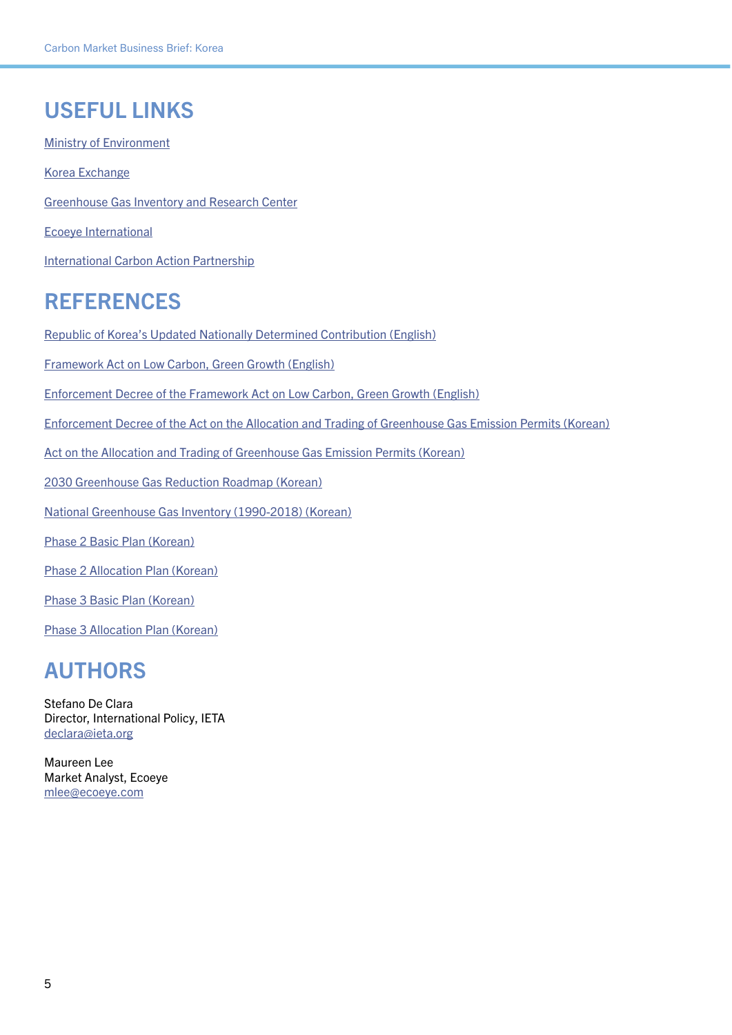## USEFUL LINKS

Ministry of Environment

Korea Exchange

Greenhouse Gas Inventory and Research Center

Ecoeye International

International Carbon Action Partnership

## REFERENCES

Republic of Korea's Updated Nationally Determined Contribution (English)

Framework Act on Low Carbon, Green Growth (English)

Enforcement Decree of the Framework Act on Low Carbon, Green Growth (English)

Enforcement Decree of the Act on the Allocation and Trading of Greenhouse Gas Emission Permits (Korean)

Act on the Allocation and Trading of Greenhouse Gas Emission Permits (Korean)

2030 Greenhouse Gas Reduction Roadmap (Korean)

National Greenhouse Gas Inventory (1990-2018) (Korean)

Phase 2 Basic Plan (Korean)

Phase 2 Allocation Plan (Korean)

Phase 3 Basic Plan (Korean)

Phase 3 Allocation Plan (Korean)

## AUTHORS

Stefano De Clara
Director, International Policy, IETA
declara@ieta.org

Maureen Lee
Market Analyst, Ecoeye
mlee@ecoeye.com